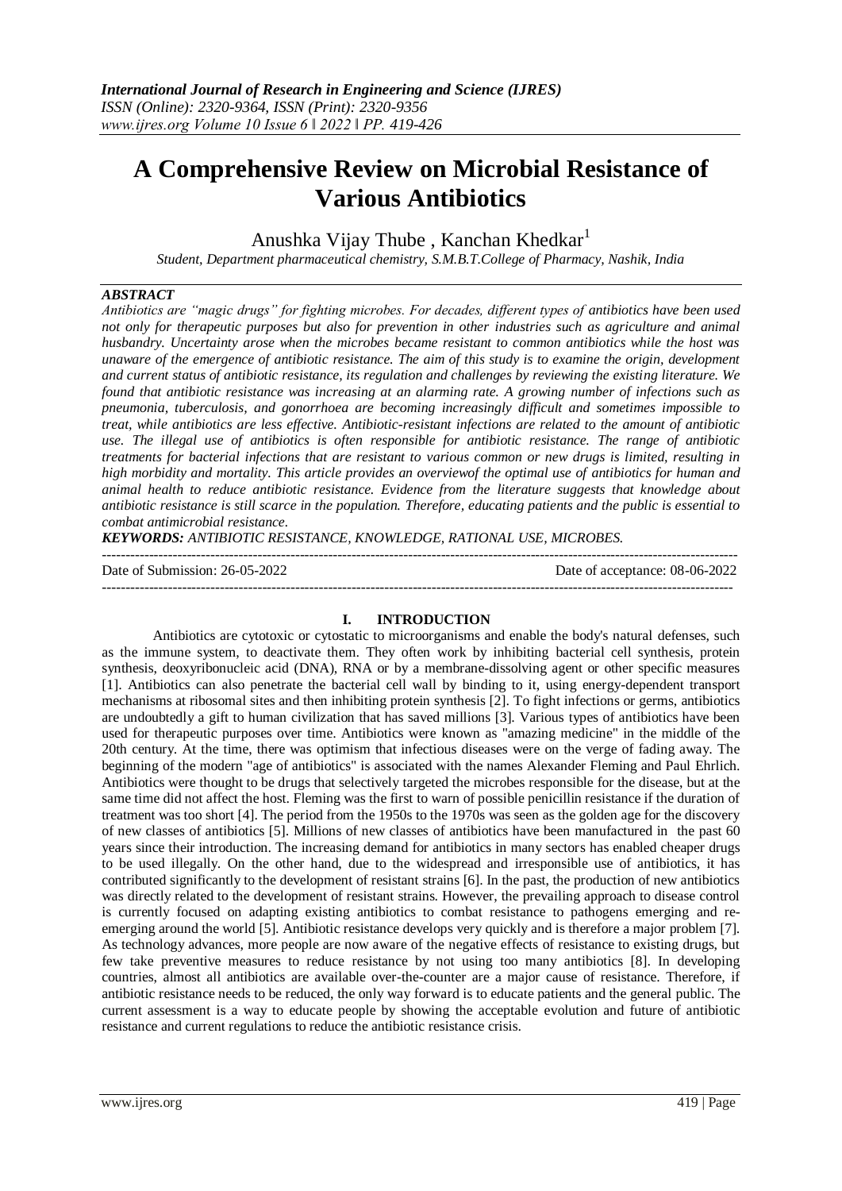# A Comprehensive Review on Microbial Resistance of Various Antibiotics

Anushka Vijay Thube , Kanchan Khedkar[1]

*Student, Department pharmaceutical chemistry, S.M.B.T.College of Pharmacy, Nashik, India*

## ABSTRACT

*Antibiotics are "magic drugs" for fighting microbes. For decades, different types of antibiotics have been used not only for therapeutic purposes but also for prevention in other industries such as agriculture and animal husbandry. Uncertainty arose when the microbes became resistant to common antibiotics while the host was unaware of the emergence of antibiotic resistance. The aim of this study is to examine the origin, development and current status of antibiotic resistance, its regulation and challenges by reviewing the existing literature. We found that antibiotic resistance was increasing at an alarming rate. A growing number of infections such as pneumonia, tuberculosis, and gonorrhoea are becoming increasingly difficult and sometimes impossible to treat, while antibiotics are less effective. Antibiotic-resistant infections are related to the amount of antibiotic use. The illegal use of antibiotics is often responsible for antibiotic resistance. The range of antibiotic treatments for bacterial infections that are resistant to various common or new drugs is limited, resulting in high morbidity and mortality. This article provides an overviewof the optimal use of antibiotics for human and animal health to reduce antibiotic resistance. Evidence from the literature suggests that knowledge about antibiotic resistance is still scarce in the population. Therefore, educating patients and the public is essential to combat antimicrobial resistance.*

***KEYWORDS:** ANTIBIOTIC RESISTANCE, KNOWLEDGE, RATIONAL USE, MICROBES.*

---

Date of Submission: 26-05-2022 Date of acceptance: 08-06-2022

---

## I. INTRODUCTION

Antibiotics are cytotoxic or cytostatic to microorganisms and enable the body's natural defenses, such as the immune system, to deactivate them. They often work by inhibiting bacterial cell synthesis, protein synthesis, deoxyribonucleic acid (DNA), RNA or by a membrane-dissolving agent or other specific measures [1]. Antibiotics can also penetrate the bacterial cell wall by binding to it, using energy-dependent transport mechanisms at ribosomal sites and then inhibiting protein synthesis [2]. To fight infections or germs, antibiotics are undoubtedly a gift to human civilization that has saved millions [3]. Various types of antibiotics have been used for therapeutic purposes over time. Antibiotics were known as "amazing medicine" in the middle of the 20th century. At the time, there was optimism that infectious diseases were on the verge of fading away. The beginning of the modern "age of antibiotics" is associated with the names Alexander Fleming and Paul Ehrlich. Antibiotics were thought to be drugs that selectively targeted the microbes responsible for the disease, but at the same time did not affect the host. Fleming was the first to warn of possible penicillin resistance if the duration of treatment was too short [4]. The period from the 1950s to the 1970s was seen as the golden age for the discovery of new classes of antibiotics [5]. Millions of new classes of antibiotics have been manufactured in the past 60 years since their introduction. The increasing demand for antibiotics in many sectors has enabled cheaper drugs to be used illegally. On the other hand, due to the widespread and irresponsible use of antibiotics, it has contributed significantly to the development of resistant strains [6]. In the past, the production of new antibiotics was directly related to the development of resistant strains. However, the prevailing approach to disease control is currently focused on adapting existing antibiotics to combat resistance to pathogens emerging and re-emerging around the world [5]. Antibiotic resistance develops very quickly and is therefore a major problem [7]. As technology advances, more people are now aware of the negative effects of resistance to existing drugs, but few take preventive measures to reduce resistance by not using too many antibiotics [8]. In developing countries, almost all antibiotics are available over-the-counter are a major cause of resistance. Therefore, if antibiotic resistance needs to be reduced, the only way forward is to educate patients and the general public. The current assessment is a way to educate people by showing the acceptable evolution and future of antibiotic resistance and current regulations to reduce the antibiotic resistance crisis.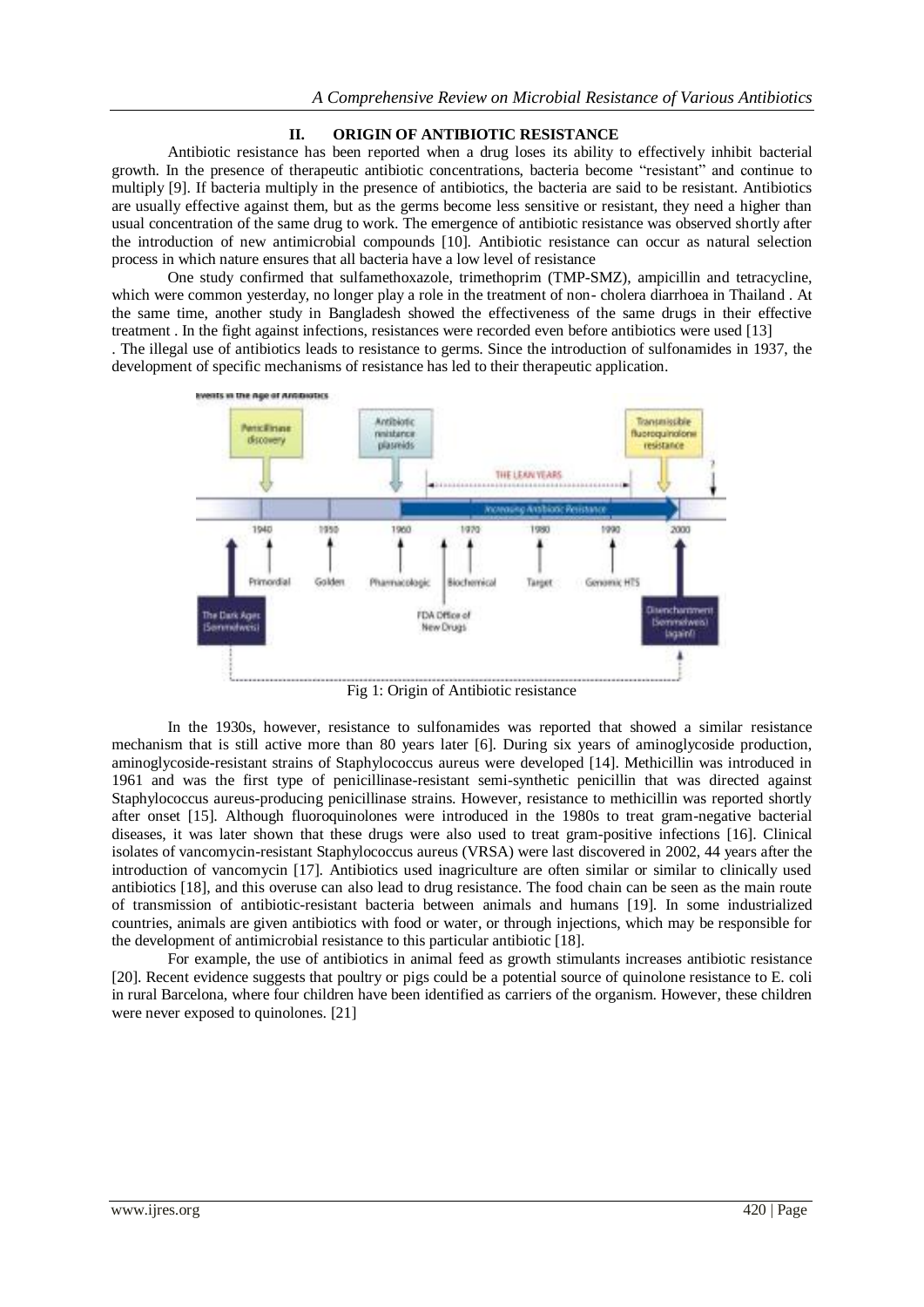## II. ORIGIN OF ANTIBIOTIC RESISTANCE

Antibiotic resistance has been reported when a drug loses its ability to effectively inhibit bacterial growth. In the presence of therapeutic antibiotic concentrations, bacteria become "resistant" and continue to multiply [9]. If bacteria multiply in the presence of antibiotics, the bacteria are said to be resistant. Antibiotics are usually effective against them, but as the germs become less sensitive or resistant, they need a higher than usual concentration of the same drug to work. The emergence of antibiotic resistance was observed shortly after the introduction of new antimicrobial compounds [10]. Antibiotic resistance can occur as natural selection process in which nature ensures that all bacteria have a low level of resistance

One study confirmed that sulfamethoxazole, trimethoprim (TMP-SMZ), ampicillin and tetracycline, which were common yesterday, no longer play a role in the treatment of non- cholera diarrhoea in Thailand . At the same time, another study in Bangladesh showed the effectiveness of the same drugs in their effective treatment . In the fight against infections, resistances were recorded even before antibiotics were used [13] . The illegal use of antibiotics leads to resistance to germs. Since the introduction of sulfonamides in 1937, the development of specific mechanisms of resistance has led to their therapeutic application.

Fig 1: Origin of Antibiotic resistance

In the 1930s, however, resistance to sulfonamides was reported that showed a similar resistance mechanism that is still active more than 80 years later [6]. During six years of aminoglycoside production, aminoglycoside-resistant strains of Staphylococcus aureus were developed [14]. Methicillin was introduced in 1961 and was the first type of penicillinase-resistant semi-synthetic penicillin that was directed against Staphylococcus aureus-producing penicillinase strains. However, resistance to methicillin was reported shortly after onset [15]. Although fluoroquinolones were introduced in the 1980s to treat gram-negative bacterial diseases, it was later shown that these drugs were also used to treat gram-positive infections [16]. Clinical isolates of vancomycin-resistant Staphylococcus aureus (VRSA) were last discovered in 2002, 44 years after the introduction of vancomycin [17]. Antibiotics used inagriculture are often similar or similar to clinically used antibiotics [18], and this overuse can also lead to drug resistance. The food chain can be seen as the main route of transmission of antibiotic-resistant bacteria between animals and humans [19]. In some industrialized countries, animals are given antibiotics with food or water, or through injections, which may be responsible for the development of antimicrobial resistance to this particular antibiotic [18].

For example, the use of antibiotics in animal feed as growth stimulants increases antibiotic resistance [20]. Recent evidence suggests that poultry or pigs could be a potential source of quinolone resistance to E. coli in rural Barcelona, where four children have been identified as carriers of the organism. However, these children were never exposed to quinolones. [21]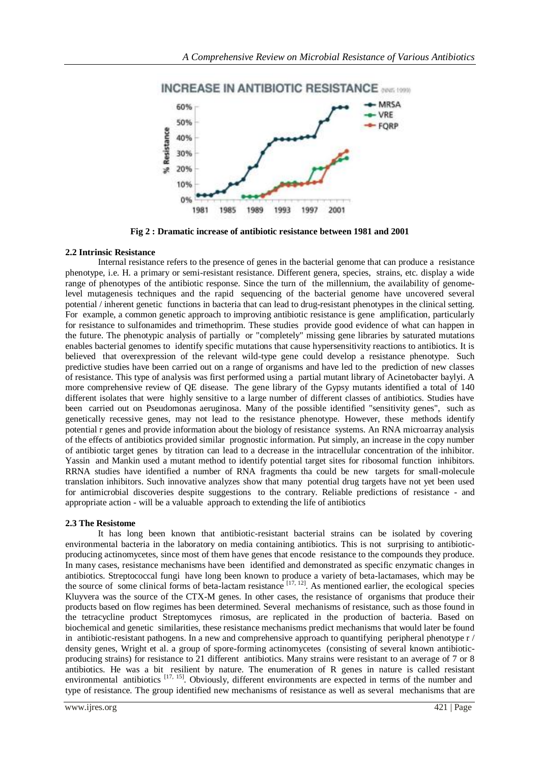Fig 2 : Dramatic increase of antibiotic resistance between 1981 and 2001

### 2.2 Intrinsic Resistance

Internal resistance refers to the presence of genes in the bacterial genome that can produce a resistance phenotype, i.e. H. a primary or semi-resistant resistance. Different genera, species, strains, etc. display a wide range of phenotypes of the antibiotic response. Since the turn of the millennium, the availability of genome-level mutagenesis techniques and the rapid sequencing of the bacterial genome have uncovered several potential / inherent genetic functions in bacteria that can lead to drug-resistant phenotypes in the clinical setting. For example, a common genetic approach to improving antibiotic resistance is gene amplification, particularly for resistance to sulfonamides and trimethoprim. These studies provide good evidence of what can happen in the future. The phenotypic analysis of partially or "completely" missing gene libraries by saturated mutations enables bacterial genomes to identify specific mutations that cause hypersensitivity reactions to antibiotics. It is believed that overexpression of the relevant wild-type gene could develop a resistance phenotype. Such predictive studies have been carried out on a range of organisms and have led to the prediction of new classes of resistance. This type of analysis was first performed using a partial mutant library of Acinetobacter baylyi. A more comprehensive review of QE disease. The gene library of the Gypsy mutants identified a total of 140 different isolates that were highly sensitive to a large number of different classes of antibiotics. Studies have been carried out on Pseudomonas aeruginosa. Many of the possible identified "sensitivity genes", such as genetically recessive genes, may not lead to the resistance phenotype. However, these methods identify potential r genes and provide information about the biology of resistance systems. An RNA microarray analysis of the effects of antibiotics provided similar prognostic information. Put simply, an increase in the copy number of antibiotic target genes by titration can lead to a decrease in the intracellular concentration of the inhibitor. Yassin and Mankin used a mutant method to identify potential target sites for ribosomal function inhibitors. RRNA studies have identified a number of RNA fragments tha could be new targets for small-molecule translation inhibitors. Such innovative analyzes show that many potential drug targets have not yet been used for antimicrobial discoveries despite suggestions to the contrary. Reliable predictions of resistance - and appropriate action - will be a valuable approach to extending the life of antibiotics

### 2.3 The Resistome

It has long been known that antibiotic-resistant bacterial strains can be isolated by covering environmental bacteria in the laboratory on media containing antibiotics. This is not surprising to antibiotic-producing actinomycetes, since most of them have genes that encode resistance to the compounds they produce. In many cases, resistance mechanisms have been identified and demonstrated as specific enzymatic changes in antibiotics. Streptococcal fungi have long been known to produce a variety of beta-lactamases, which may be the source of some clinical forms of beta-lactam resistance [17, 12]. As mentioned earlier, the ecological species Kluyvera was the source of the CTX-M genes. In other cases, the resistance of organisms that produce their products based on flow regimes has been determined. Several mechanisms of resistance, such as those found in the tetracycline product Streptomyces rimosus, are replicated in the production of bacteria. Based on biochemical and genetic similarities, these resistance mechanisms predict mechanisms that would later be found in antibiotic-resistant pathogens. In a new and comprehensive approach to quantifying peripheral phenotype r / density genes, Wright et al. a group of spore-forming actinomycetes (consisting of several known antibiotic-producing strains) for resistance to 21 different antibiotics. Many strains were resistant to an average of 7 or 8 antibiotics. He was a bit resilient by nature. The enumeration of R genes in nature is called resistant environmental antibiotics [17, 15]. Obviously, different environments are expected in terms of the number and type of resistance. The group identified new mechanisms of resistance as well as several mechanisms that are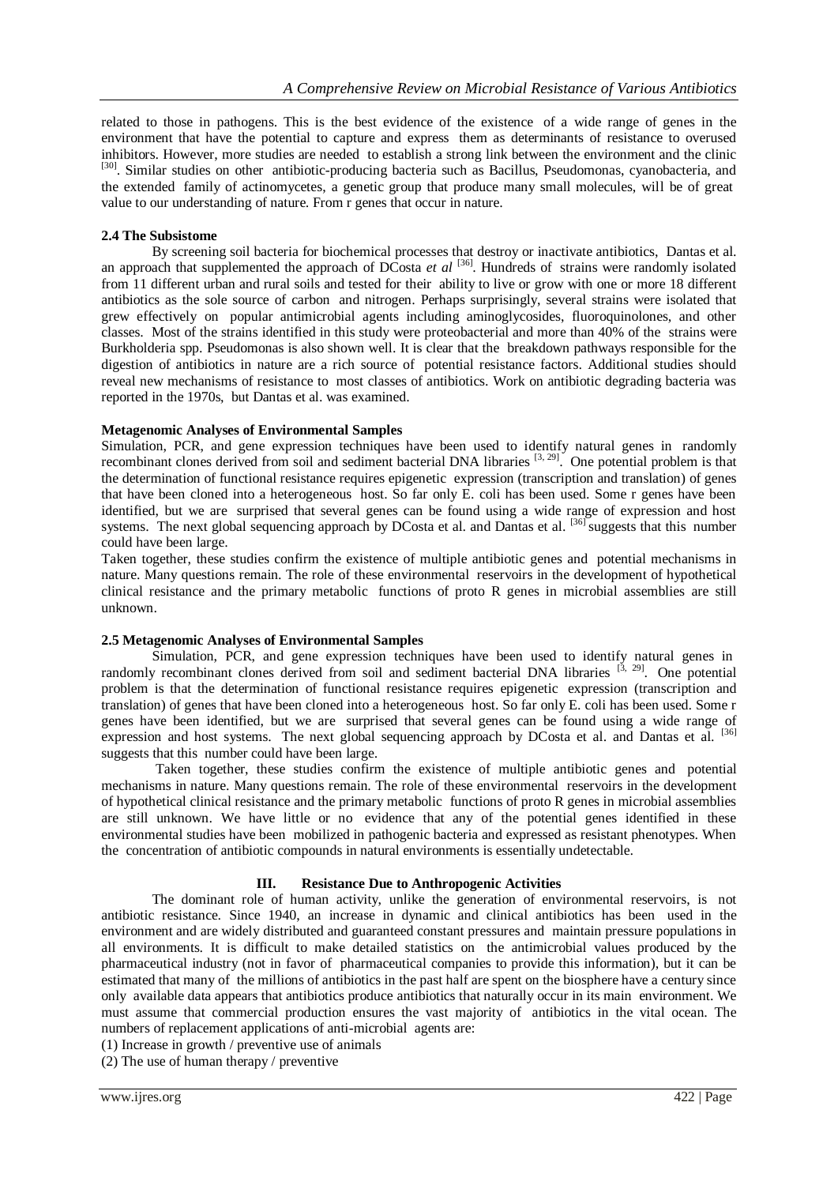related to those in pathogens. This is the best evidence of the existence of a wide range of genes in the environment that have the potential to capture and express them as determinants of resistance to overused inhibitors. However, more studies are needed to establish a strong link between the environment and the clinic [30]. Similar studies on other antibiotic-producing bacteria such as Bacillus, Pseudomonas, cyanobacteria, and the extended family of actinomycetes, a genetic group that produce many small molecules, will be of great value to our understanding of nature. From r genes that occur in nature.

### 2.4 The Subsistome

By screening soil bacteria for biochemical processes that destroy or inactivate antibiotics, Dantas et al. an approach that supplemented the approach of DCosta *et al* [36]. Hundreds of strains were randomly isolated from 11 different urban and rural soils and tested for their ability to live or grow with one or more 18 different antibiotics as the sole source of carbon and nitrogen. Perhaps surprisingly, several strains were isolated that grew effectively on popular antimicrobial agents including aminoglycosides, fluoroquinolones, and other classes. Most of the strains identified in this study were proteobacterial and more than 40% of the strains were Burkholderia spp. Pseudomonas is also shown well. It is clear that the breakdown pathways responsible for the digestion of antibiotics in nature are a rich source of potential resistance factors. Additional studies should reveal new mechanisms of resistance to most classes of antibiotics. Work on antibiotic degrading bacteria was reported in the 1970s, but Dantas et al. was examined.

### Metagenomic Analyses of Environmental Samples

Simulation, PCR, and gene expression techniques have been used to identify natural genes in randomly recombinant clones derived from soil and sediment bacterial DNA libraries [3, 29]. One potential problem is that the determination of functional resistance requires epigenetic expression (transcription and translation) of genes that have been cloned into a heterogeneous host. So far only E. coli has been used. Some r genes have been identified, but we are surprised that several genes can be found using a wide range of expression and host systems. The next global sequencing approach by DCosta et al. and Dantas et al. [36] suggests that this number could have been large.

Taken together, these studies confirm the existence of multiple antibiotic genes and potential mechanisms in nature. Many questions remain. The role of these environmental reservoirs in the development of hypothetical clinical resistance and the primary metabolic functions of proto R genes in microbial assemblies are still unknown.

### 2.5 Metagenomic Analyses of Environmental Samples

Simulation, PCR, and gene expression techniques have been used to identify natural genes in randomly recombinant clones derived from soil and sediment bacterial DNA libraries [3, 29]. One potential problem is that the determination of functional resistance requires epigenetic expression (transcription and translation) of genes that have been cloned into a heterogeneous host. So far only E. coli has been used. Some r genes have been identified, but we are surprised that several genes can be found using a wide range of expression and host systems. The next global sequencing approach by DCosta et al. and Dantas et al. [36] suggests that this number could have been large.

Taken together, these studies confirm the existence of multiple antibiotic genes and potential mechanisms in nature. Many questions remain. The role of these environmental reservoirs in the development of hypothetical clinical resistance and the primary metabolic functions of proto R genes in microbial assemblies are still unknown. We have little or no evidence that any of the potential genes identified in these environmental studies have been mobilized in pathogenic bacteria and expressed as resistant phenotypes. When the concentration of antibiotic compounds in natural environments is essentially undetectable.

## III. Resistance Due to Anthropogenic Activities

The dominant role of human activity, unlike the generation of environmental reservoirs, is not antibiotic resistance. Since 1940, an increase in dynamic and clinical antibiotics has been used in the environment and are widely distributed and guaranteed constant pressures and maintain pressure populations in all environments. It is difficult to make detailed statistics on the antimicrobial values produced by the pharmaceutical industry (not in favor of pharmaceutical companies to provide this information), but it can be estimated that many of the millions of antibiotics in the past half are spent on the biosphere have a century since only available data appears that antibiotics produce antibiotics that naturally occur in its main environment. We must assume that commercial production ensures the vast majority of antibiotics in the vital ocean. The numbers of replacement applications of anti-microbial agents are:

(1) Increase in growth / preventive use of animals
(2) The use of human therapy / preventive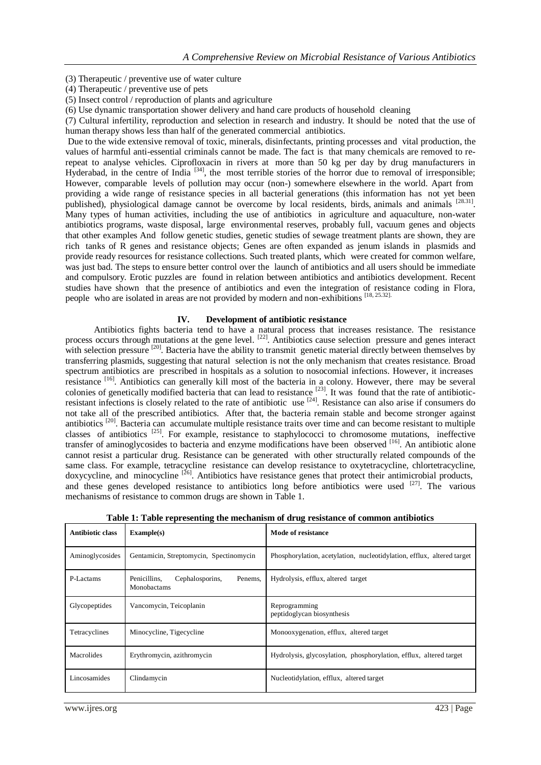(3) Therapeutic / preventive use of water culture

(4) Therapeutic / preventive use of pets

(5) Insect control / reproduction of plants and agriculture

(6) Use dynamic transportation shower delivery and hand care products of household cleaning

(7) Cultural infertility, reproduction and selection in research and industry. It should be noted that the use of human therapy shows less than half of the generated commercial antibiotics.

Due to the wide extensive removal of toxic, minerals, disinfectants, printing processes and vital production, the values of harmful anti-essential criminals cannot be made. The fact is that many chemicals are removed to re-repeat to analyse vehicles. Ciprofloxacin in rivers at more than 50 kg per day by drug manufacturers in Hyderabad, in the centre of India [34], the most terrible stories of the horror due to removal of irresponsible; However, comparable levels of pollution may occur (non-) somewhere elsewhere in the world. Apart from providing a wide range of resistance species in all bacterial generations (this information has not yet been published), physiological damage cannot be overcome by local residents, birds, animals and animals [28.31]. Many types of human activities, including the use of antibiotics in agriculture and aquaculture, non-water antibiotics programs, waste disposal, large environmental reserves, probably full, vacuum genes and objects that other examples And follow genetic studies, genetic studies of sewage treatment plants are shown, they are rich tanks of R genes and resistance objects; Genes are often expanded as jenum islands in plasmids and provide ready resources for resistance collections. Such treated plants, which were created for common welfare, was just bad. The steps to ensure better control over the launch of antibiotics and all users should be immediate and compulsory. Erotic puzzles are found in relation between antibiotics and antibiotics development. Recent studies have shown that the presence of antibiotics and even the integration of resistance coding in Flora, people who are isolated in areas are not provided by modern and non-exhibitions [18, 25.32].

## IV. Development of antibiotic resistance

Antibiotics fights bacteria tend to have a natural process that increases resistance. The resistance process occurs through mutations at the gene level. [22]. Antibiotics cause selection pressure and genes interact with selection pressure [20]. Bacteria have the ability to transmit genetic material directly between themselves by transferring plasmids, suggesting that natural selection is not the only mechanism that creates resistance. Broad spectrum antibiotics are prescribed in hospitals as a solution to nosocomial infections. However, it increases resistance [16]. Antibiotics can generally kill most of the bacteria in a colony. However, there may be several colonies of genetically modified bacteria that can lead to resistance [23]. It was found that the rate of antibiotic-resistant infections is closely related to the rate of antibiotic use [24]. Resistance can also arise if consumers do not take all of the prescribed antibiotics. After that, the bacteria remain stable and become stronger against antibiotics [20]. Bacteria can accumulate multiple resistance traits over time and can become resistant to multiple classes of antibiotics [25]. For example, resistance to staphylococci to chromosome mutations, ineffective transfer of aminoglycosides to bacteria and enzyme modifications have been observed [16]. An antibiotic alone cannot resist a particular drug. Resistance can be generated with other structurally related compounds of the same class. For example, tetracycline resistance can develop resistance to oxytetracycline, chlortetracycline, doxycycline, and minocycline [26]. Antibiotics have resistance genes that protect their antimicrobial products, and these genes developed resistance to antibiotics long before antibiotics were used [27]. The various mechanisms of resistance to common drugs are shown in Table 1.

**Table 1: Table representing the mechanism of drug resistance of common antibiotics**

| Antibiotic class | Example(s) | Mode of resistance |
|---|---|---|
| Aminoglycosides | Gentamicin, Streptomycin, Spectinomycin | Phosphorylation, acetylation, nucleotidylation, efflux, altered target |
| P-Lactams | Penicillins, Cephalosporins, Penems, Monobactams | Hydrolysis, efflux, altered target |
| Glycopeptides | Vancomycin, Teicoplanin | Reprogramming peptidoglycan biosynthesis |
| Tetracyclines | Minocycline, Tigecycline | Monooxygenation, efflux, altered target |
| Macrolides | Erythromycin, azithromycin | Hydrolysis, glycosylation, phosphorylation, efflux, altered target |
| Lincosamides | Clindamycin | Nucleotidylation, efflux, altered target |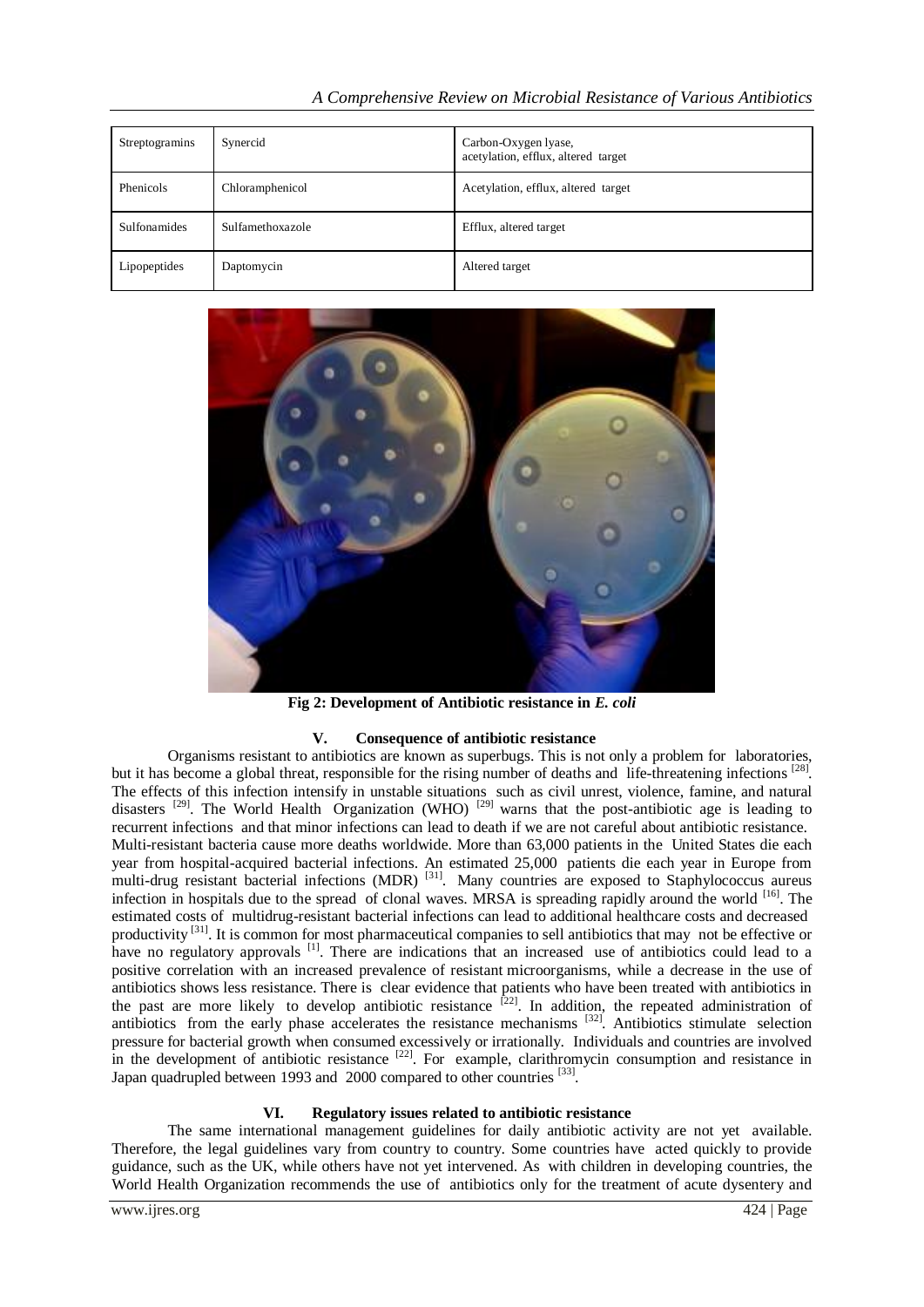| Streptogramins | Synercid | Carbon-Oxygen lyase, acetylation, efflux, altered target |
|---|---|---|
| Phenicols | Chloramphenicol | Acetylation, efflux, altered target |
| Sulfonamides | Sulfamethoxazole | Efflux, altered target |
| Lipopeptides | Daptomycin | Altered target |

**Fig 2: Development of Antibiotic resistance in *E. coli***

## V. Consequence of antibiotic resistance

Organisms resistant to antibiotics are known as superbugs. This is not only a problem for laboratories, but it has become a global threat, responsible for the rising number of deaths and life-threatening infections [28]. The effects of this infection intensify in unstable situations such as civil unrest, violence, famine, and natural disasters [29]. The World Health Organization (WHO) [29] warns that the post-antibiotic age is leading to recurrent infections and that minor infections can lead to death if we are not careful about antibiotic resistance. Multi-resistant bacteria cause more deaths worldwide. More than 63,000 patients in the United States die each year from hospital-acquired bacterial infections. An estimated 25,000 patients die each year in Europe from multi-drug resistant bacterial infections (MDR) [31]. Many countries are exposed to Staphylococcus aureus infection in hospitals due to the spread of clonal waves. MRSA is spreading rapidly around the world [16]. The estimated costs of multidrug-resistant bacterial infections can lead to additional healthcare costs and decreased productivity [31]. It is common for most pharmaceutical companies to sell antibiotics that may not be effective or have no regulatory approvals [1]. There are indications that an increased use of antibiotics could lead to a positive correlation with an increased prevalence of resistant microorganisms, while a decrease in the use of antibiotics shows less resistance. There is clear evidence that patients who have been treated with antibiotics in the past are more likely to develop antibiotic resistance [22]. In addition, the repeated administration of antibiotics from the early phase accelerates the resistance mechanisms [32]. Antibiotics stimulate selection pressure for bacterial growth when consumed excessively or irrationally. Individuals and countries are involved in the development of antibiotic resistance [22]. For example, clarithromycin consumption and resistance in Japan quadrupled between 1993 and 2000 compared to other countries [33].

## VI. Regulatory issues related to antibiotic resistance

The same international management guidelines for daily antibiotic activity are not yet available. Therefore, the legal guidelines vary from country to country. Some countries have acted quickly to provide guidance, such as the UK, while others have not yet intervened. As with children in developing countries, the World Health Organization recommends the use of antibiotics only for the treatment of acute dysentery and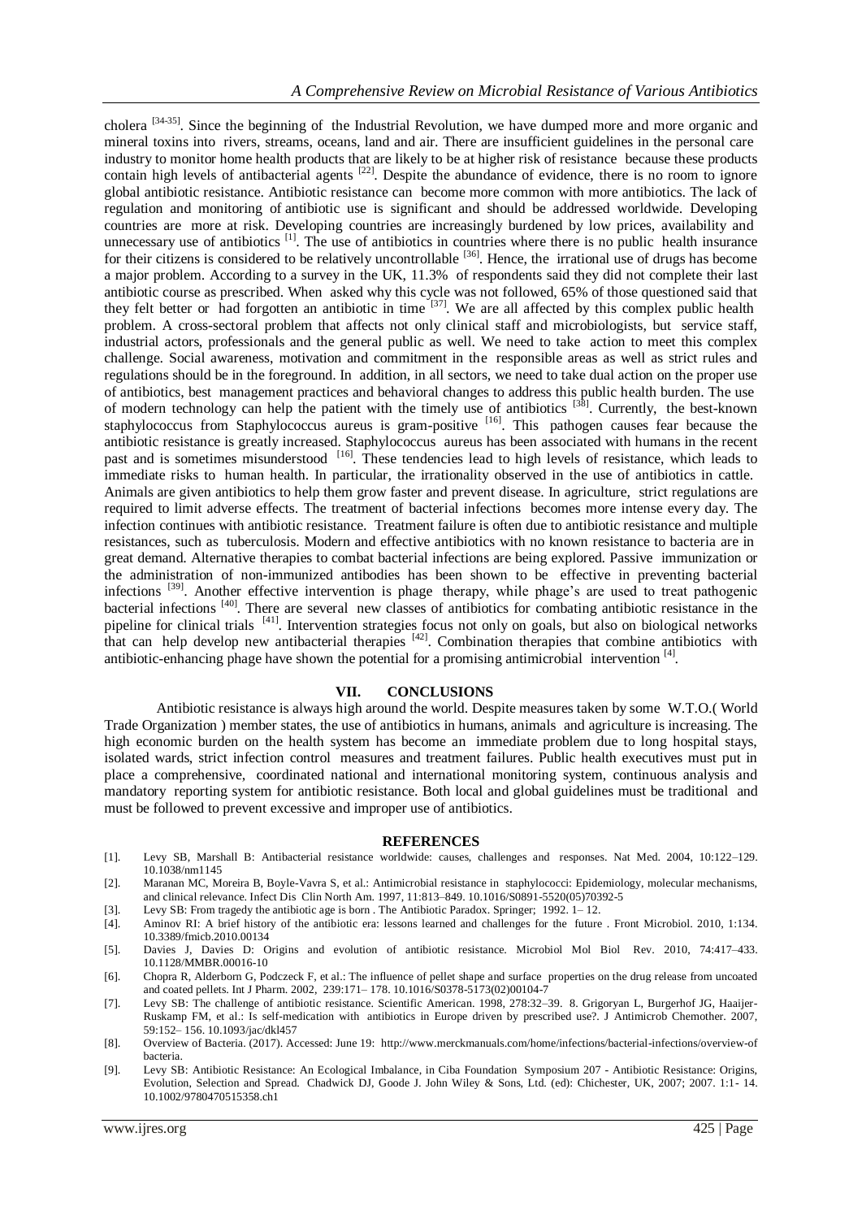cholera [34-35]. Since the beginning of the Industrial Revolution, we have dumped more and more organic and mineral toxins into rivers, streams, oceans, land and air. There are insufficient guidelines in the personal care industry to monitor home health products that are likely to be at higher risk of resistance because these products contain high levels of antibacterial agents [22]. Despite the abundance of evidence, there is no room to ignore global antibiotic resistance. Antibiotic resistance can become more common with more antibiotics. The lack of regulation and monitoring of antibiotic use is significant and should be addressed worldwide. Developing countries are more at risk. Developing countries are increasingly burdened by low prices, availability and unnecessary use of antibiotics [1]. The use of antibiotics in countries where there is no public health insurance for their citizens is considered to be relatively uncontrollable [36]. Hence, the irrational use of drugs has become a major problem. According to a survey in the UK, 11.3% of respondents said they did not complete their last antibiotic course as prescribed. When asked why this cycle was not followed, 65% of those questioned said that they felt better or had forgotten an antibiotic in time [37]. We are all affected by this complex public health problem. A cross-sectoral problem that affects not only clinical staff and microbiologists, but service staff, industrial actors, professionals and the general public as well. We need to take action to meet this complex challenge. Social awareness, motivation and commitment in the responsible areas as well as strict rules and regulations should be in the foreground. In addition, in all sectors, we need to take dual action on the proper use of antibiotics, best management practices and behavioral changes to address this public health burden. The use of modern technology can help the patient with the timely use of antibiotics [38]. Currently, the best-known staphylococcus from Staphylococcus aureus is gram-positive [16]. This pathogen causes fear because the antibiotic resistance is greatly increased. Staphylococcus aureus has been associated with humans in the recent past and is sometimes misunderstood [16]. These tendencies lead to high levels of resistance, which leads to immediate risks to human health. In particular, the irrationality observed in the use of antibiotics in cattle. Animals are given antibiotics to help them grow faster and prevent disease. In agriculture, strict regulations are required to limit adverse effects. The treatment of bacterial infections becomes more intense every day. The infection continues with antibiotic resistance. Treatment failure is often due to antibiotic resistance and multiple resistances, such as tuberculosis. Modern and effective antibiotics with no known resistance to bacteria are in great demand. Alternative therapies to combat bacterial infections are being explored. Passive immunization or the administration of non-immunized antibodies has been shown to be effective in preventing bacterial infections [39]. Another effective intervention is phage therapy, while phage's are used to treat pathogenic bacterial infections [40]. There are several new classes of antibiotics for combating antibiotic resistance in the pipeline for clinical trials [41]. Intervention strategies focus not only on goals, but also on biological networks that can help develop new antibacterial therapies [42]. Combination therapies that combine antibiotics with antibiotic-enhancing phage have shown the potential for a promising antimicrobial intervention [4].

## VII. CONCLUSIONS

Antibiotic resistance is always high around the world. Despite measures taken by some W.T.O.( World Trade Organization ) member states, the use of antibiotics in humans, animals and agriculture is increasing. The high economic burden on the health system has become an immediate problem due to long hospital stays, isolated wards, strict infection control measures and treatment failures. Public health executives must put in place a comprehensive, coordinated national and international monitoring system, continuous analysis and mandatory reporting system for antibiotic resistance. Both local and global guidelines must be traditional and must be followed to prevent excessive and improper use of antibiotics.

## REFERENCES

[1]. Levy SB, Marshall B: Antibacterial resistance worldwide: causes, challenges and responses. Nat Med. 2004, 10:122–129. 10.1038/nm1145

[2]. Maranan MC, Moreira B, Boyle-Vavra S, et al.: Antimicrobial resistance in staphylococci: Epidemiology, molecular mechanisms, and clinical relevance. Infect Dis Clin North Am. 1997, 11:813–849. 10.1016/S0891-5520(05)70392-5

[3]. Levy SB: From tragedy the antibiotic age is born . The Antibiotic Paradox. Springer; 1992. 1– 12.

[4]. Aminov RI: A brief history of the antibiotic era: lessons learned and challenges for the future . Front Microbiol. 2010, 1:134. 10.3389/fmicb.2010.00134

[5]. Davies J, Davies D: Origins and evolution of antibiotic resistance. Microbiol Mol Biol Rev. 2010, 74:417–433. 10.1128/MMBR.00016-10

[6]. Chopra R, Alderborn G, Podczeck F, et al.: The influence of pellet shape and surface properties on the drug release from uncoated and coated pellets. Int J Pharm. 2002, 239:171– 178. 10.1016/S0378-5173(02)00104-7

[7]. Levy SB: The challenge of antibiotic resistance. Scientific American. 1998, 278:32–39. 8. Grigoryan L, Burgerhof JG, Haaijer-Ruskamp FM, et al.: Is self-medication with antibiotics in Europe driven by prescribed use?. J Antimicrob Chemother. 2007, 59:152– 156. 10.1093/jac/dkl457

[8]. Overview of Bacteria. (2017). Accessed: June 19: http://www.merckmanuals.com/home/infections/bacterial-infections/overview-of bacteria.

[9]. Levy SB: Antibiotic Resistance: An Ecological Imbalance, in Ciba Foundation Symposium 207 - Antibiotic Resistance: Origins, Evolution, Selection and Spread. Chadwick DJ, Goode J. John Wiley & Sons, Ltd. (ed): Chichester, UK, 2007; 2007. 1:1- 14. 10.1002/9780470515358.ch1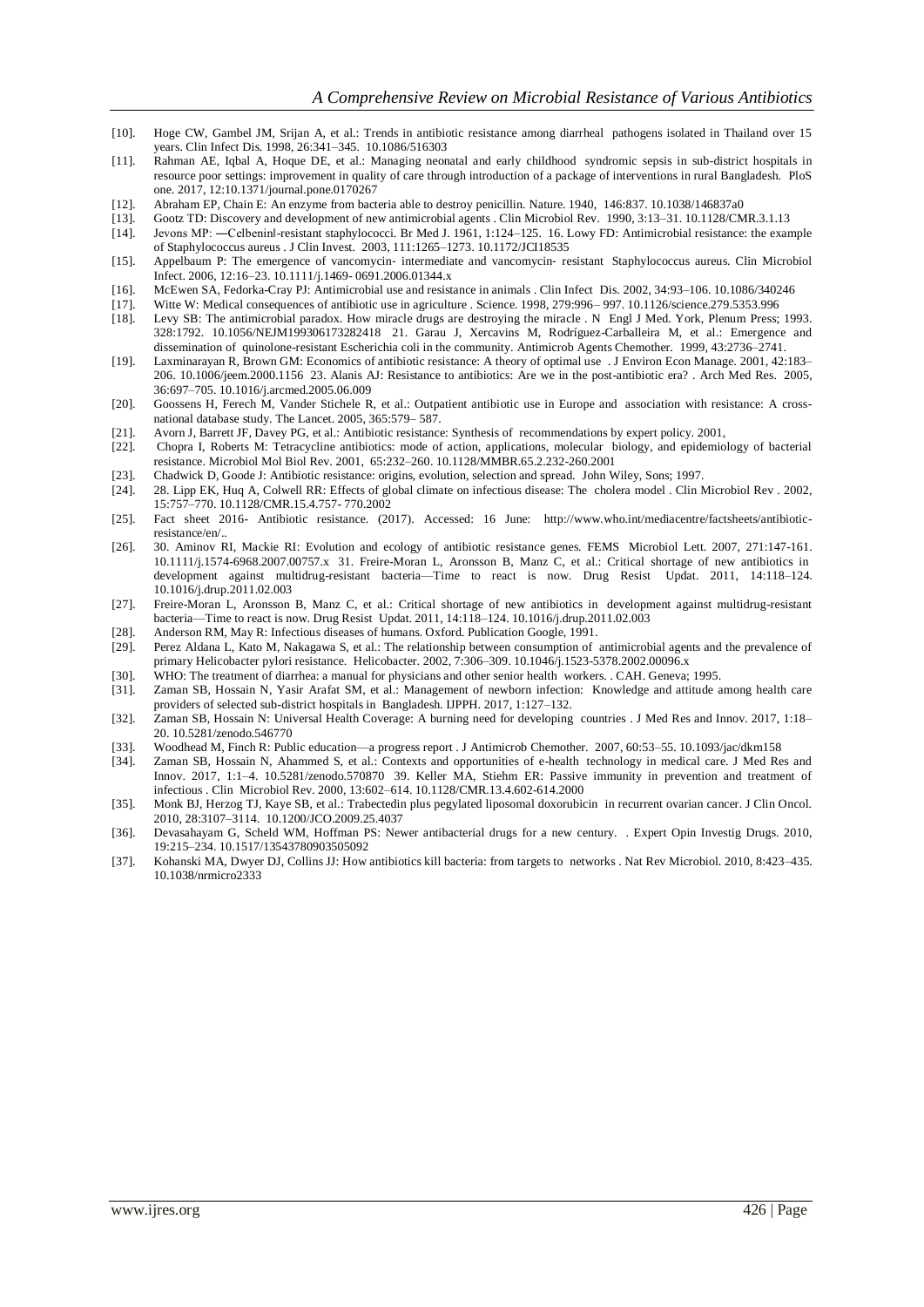[10]. Hoge CW, Gambel JM, Srijan A, et al.: Trends in antibiotic resistance among diarrheal pathogens isolated in Thailand over 15 years. Clin Infect Dis. 1998, 26:341–345. 10.1086/516303

[11]. Rahman AE, Iqbal A, Hoque DE, et al.: Managing neonatal and early childhood syndromic sepsis in sub-district hospitals in resource poor settings: improvement in quality of care through introduction of a package of interventions in rural Bangladesh. PloS one. 2017, 12:10.1371/journal.pone.0170267

[12]. Abraham EP, Chain E: An enzyme from bacteria able to destroy penicillin. Nature. 1940, 146:837. 10.1038/146837a0

[13]. Gootz TD: Discovery and development of new antimicrobial agents . Clin Microbiol Rev. 1990, 3:13–31. 10.1128/CMR.3.1.13

[14]. Jevons MP: ―Celbeninǁ-resistant staphylococci. Br Med J. 1961, 1:124–125. 16. Lowy FD: Antimicrobial resistance: the example of Staphylococcus aureus . J Clin Invest. 2003, 111:1265–1273. 10.1172/JCI18535

[15]. Appelbaum P: The emergence of vancomycin- intermediate and vancomycin- resistant Staphylococcus aureus. Clin Microbiol Infect. 2006, 12:16–23. 10.1111/j.1469- 0691.2006.01344.x

[16]. McEwen SA, Fedorka-Cray PJ: Antimicrobial use and resistance in animals . Clin Infect Dis. 2002, 34:93–106. 10.1086/340246

[17]. Witte W: Medical consequences of antibiotic use in agriculture . Science. 1998, 279:996– 997. 10.1126/science.279.5353.996

[18]. Levy SB: The antimicrobial paradox. How miracle drugs are destroying the miracle . N Engl J Med. York, Plenum Press; 1993. 328:1792. 10.1056/NEJM199306173282418 21. Garau J, Xercavins M, Rodríguez-Carballeira M, et al.: Emergence and dissemination of quinolone-resistant Escherichia coli in the community. Antimicrob Agents Chemother. 1999, 43:2736–2741.

[19]. Laxminarayan R, Brown GM: Economics of antibiotic resistance: A theory of optimal use . J Environ Econ Manage. 2001, 42:183–206. 10.1006/jeem.2000.1156 23. Alanis AJ: Resistance to antibiotics: Are we in the post-antibiotic era? . Arch Med Res. 2005, 36:697–705. 10.1016/j.arcmed.2005.06.009

[20]. Goossens H, Ferech M, Vander Stichele R, et al.: Outpatient antibiotic use in Europe and association with resistance: A cross-national database study. The Lancet. 2005, 365:579– 587.

[21]. Avorn J, Barrett JF, Davey PG, et al.: Antibiotic resistance: Synthesis of recommendations by expert policy. 2001,

[22]. Chopra I, Roberts M: Tetracycline antibiotics: mode of action, applications, molecular biology, and epidemiology of bacterial resistance. Microbiol Mol Biol Rev. 2001, 65:232–260. 10.1128/MMBR.65.2.232-260.2001

[23]. Chadwick D, Goode J: Antibiotic resistance: origins, evolution, selection and spread. John Wiley, Sons; 1997.

[24]. 28. Lipp EK, Huq A, Colwell RR: Effects of global climate on infectious disease: The cholera model . Clin Microbiol Rev . 2002, 15:757–770. 10.1128/CMR.15.4.757- 770.2002

[25]. Fact sheet 2016- Antibiotic resistance. (2017). Accessed: 16 June: http://www.who.int/mediacentre/factsheets/antibiotic-resistance/en/..

[26]. 30. Aminov RI, Mackie RI: Evolution and ecology of antibiotic resistance genes. FEMS Microbiol Lett. 2007, 271:147-161. 10.1111/j.1574-6968.2007.00757.x 31. Freire-Moran L, Aronsson B, Manz C, et al.: Critical shortage of new antibiotics in development against multidrug-resistant bacteria—Time to react is now. Drug Resist Updat. 2011, 14:118–124. 10.1016/j.drup.2011.02.003

[27]. Freire-Moran L, Aronsson B, Manz C, et al.: Critical shortage of new antibiotics in development against multidrug-resistant bacteria—Time to react is now. Drug Resist Updat. 2011, 14:118–124. 10.1016/j.drup.2011.02.003

[28]. Anderson RM, May R: Infectious diseases of humans. Oxford. Publication Google, 1991.

[29]. Perez Aldana L, Kato M, Nakagawa S, et al.: The relationship between consumption of antimicrobial agents and the prevalence of primary Helicobacter pylori resistance. Helicobacter. 2002, 7:306–309. 10.1046/j.1523-5378.2002.00096.x

[30]. WHO: The treatment of diarrhea: a manual for physicians and other senior health workers. . CAH. Geneva; 1995.

[31]. Zaman SB, Hossain N, Yasir Arafat SM, et al.: Management of newborn infection: Knowledge and attitude among health care providers of selected sub-district hospitals in Bangladesh. IJPPH. 2017, 1:127–132.

[32]. Zaman SB, Hossain N: Universal Health Coverage: A burning need for developing countries . J Med Res and Innov. 2017, 1:18–20. 10.5281/zenodo.546770

[33]. Woodhead M, Finch R: Public education—a progress report . J Antimicrob Chemother. 2007, 60:53–55. 10.1093/jac/dkm158

[34]. Zaman SB, Hossain N, Ahammed S, et al.: Contexts and opportunities of e-health technology in medical care. J Med Res and Innov. 2017, 1:1–4. 10.5281/zenodo.570870 39. Keller MA, Stiehm ER: Passive immunity in prevention and treatment of infectious . Clin Microbiol Rev. 2000, 13:602–614. 10.1128/CMR.13.4.602-614.2000

[35]. Monk BJ, Herzog TJ, Kaye SB, et al.: Trabectedin plus pegylated liposomal doxorubicin in recurrent ovarian cancer. J Clin Oncol. 2010, 28:3107–3114. 10.1200/JCO.2009.25.4037

[36]. Devasahayam G, Scheld WM, Hoffman PS: Newer antibacterial drugs for a new century. . Expert Opin Investig Drugs. 2010, 19:215–234. 10.1517/13543780903505092

[37]. Kohanski MA, Dwyer DJ, Collins JJ: How antibiotics kill bacteria: from targets to networks . Nat Rev Microbiol. 2010, 8:423–435. 10.1038/nrmicro2333